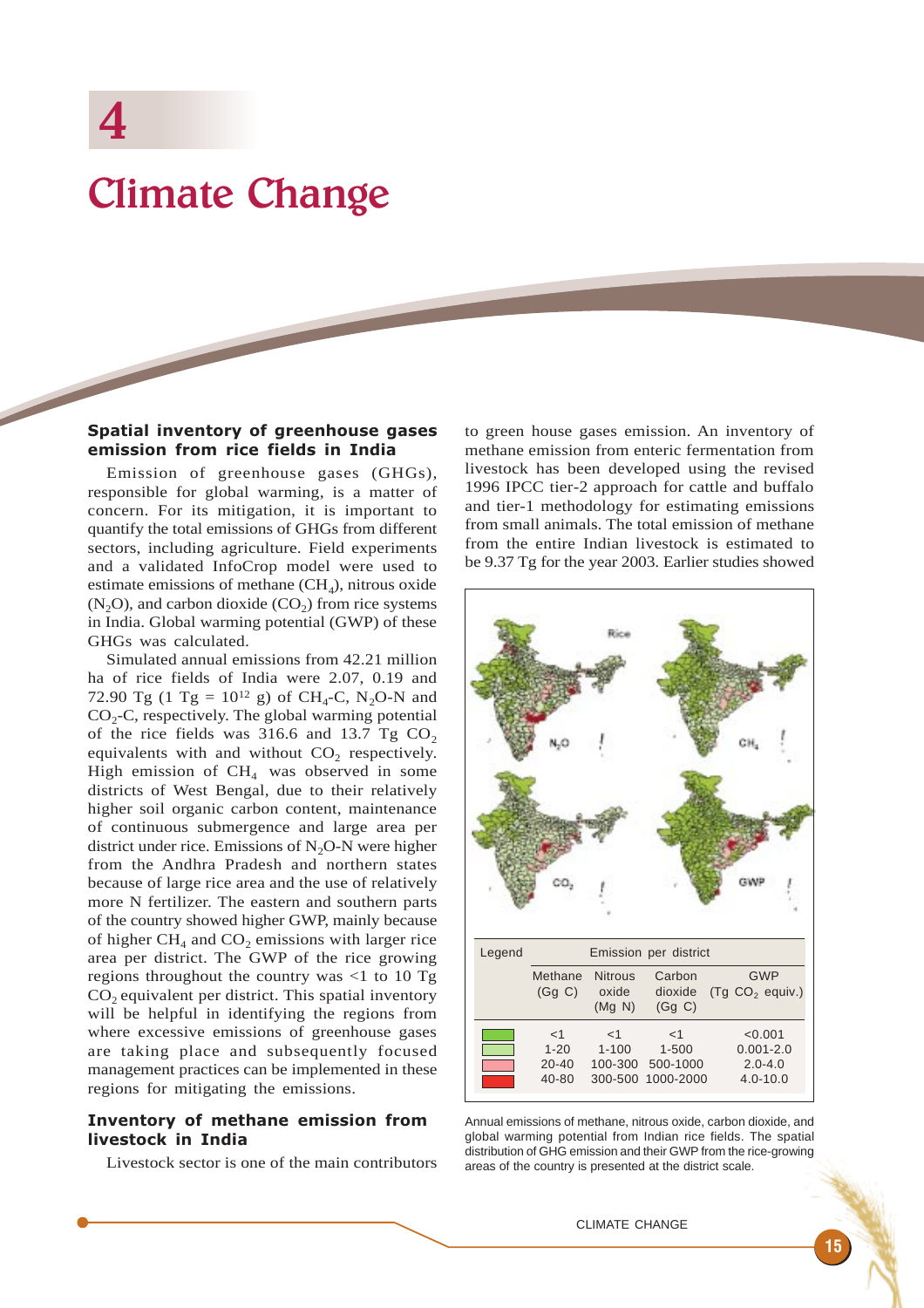# 4

# Climate Change

## Spatial inventory of greenhouse gases emission from rice fields in India

Emission of greenhouse gases (GHGs), responsible for global warming, is a matter of concern. For its mitigation, it is important to quantify the total emissions of GHGs from different sectors, including agriculture. Field experiments and a validated InfoCrop model were used to estimate emissions of methane ($CH_4$), nitrous oxide ($N_2O$), and carbon dioxide ($CO_2$) from rice systems in India. Global warming potential (GWP) of these GHGs was calculated.

Simulated annual emissions from 42.21 million ha of rice fields of India were 2.07, 0.19 and 72.90 Tg (1 Tg = $10^{12}$ g) of $CH_4$-C, $N_2O$-N and $CO_2$-C, respectively. The global warming potential of the rice fields was 316.6 and 13.7 Tg $CO_2$ equivalents with and without $CO_2$ respectively. High emission of $CH_4$ was observed in some districts of West Bengal, due to their relatively higher soil organic carbon content, maintenance of continuous submergence and large area per district under rice. Emissions of $N_2O$-N were higher from the Andhra Pradesh and northern states because of large rice area and the use of relatively more N fertilizer. The eastern and southern parts of the country showed higher GWP, mainly because of higher $CH_4$ and $CO_2$ emissions with larger rice area per district. The GWP of the rice growing regions throughout the country was <1 to 10 Tg $CO_2$ equivalent per district. This spatial inventory will be helpful in identifying the regions from where excessive emissions of greenhouse gases are taking place and subsequently focused management practices can be implemented in these regions for mitigating the emissions.

## Inventory of methane emission from livestock in India

Livestock sector is one of the main contributors to green house gases emission. An inventory of methane emission from enteric fermentation from livestock has been developed using the revised 1996 IPCC tier-2 approach for cattle and buffalo and tier-1 methodology for estimating emissions from small animals. The total emission of methane from the entire Indian livestock is estimated to be 9.37 Tg for the year 2003. Earlier studies showed

| Legend | Emission per district | | | |
|---|---|---|---|---|
| | Methane (Gg C) | Nitrous oxide (Mg N) | Carbon dioxide (Gg C) | GWP (Tg $CO_2$ equiv.) |
| (dark green) | <1 | <1 | <1 | <0.001 |
| (light green) | 1-20 | 1-100 | 1-500 | 0.001-2.0 |
| (pink) | 20-40 | 100-300 | 500-1000 | 2.0-4.0 |
| (red) | 40-80 | 300-500 | 1000-2000 | 4.0-10.0 |

Annual emissions of methane, nitrous oxide, carbon dioxide, and global warming potential from Indian rice fields. The spatial distribution of GHG emission and their GWP from the rice-growing areas of the country is presented at the district scale.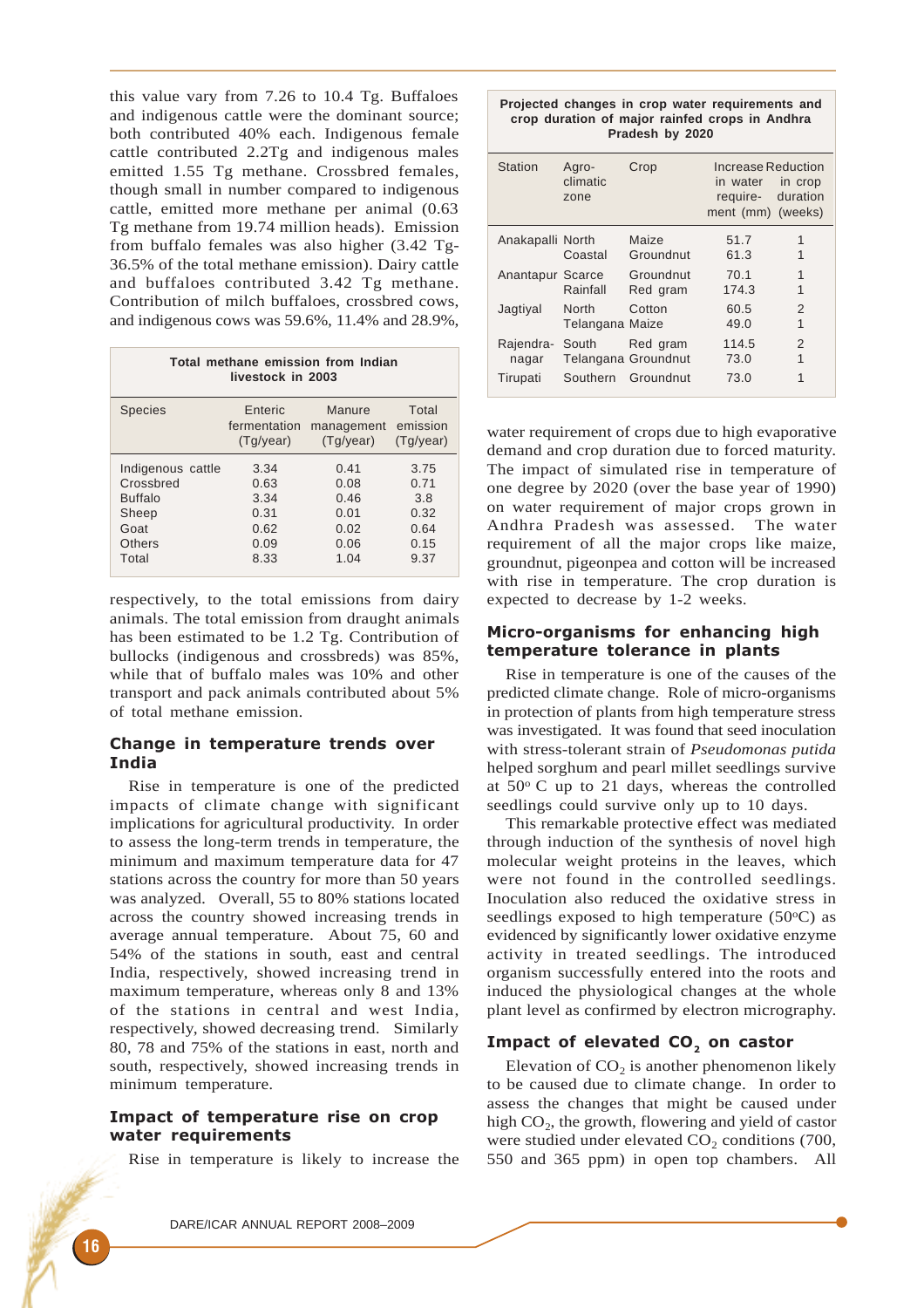this value vary from 7.26 to 10.4 Tg. Buffaloes and indigenous cattle were the dominant source; both contributed 40% each. Indigenous female cattle contributed 2.2Tg and indigenous males emitted 1.55 Tg methane. Crossbred females, though small in number compared to indigenous cattle, emitted more methane per animal (0.63 Tg methane from 19.74 million heads). Emission from buffalo females was also higher (3.42 Tg-36.5% of the total methane emission). Dairy cattle and buffaloes contributed 3.42 Tg methane. Contribution of milch buffaloes, crossbred cows, and indigenous cows was 59.6%, 11.4% and 28.9%, respectively, to the total emissions from dairy animals. The total emission from draught animals has been estimated to be 1.2 Tg. Contribution of bullocks (indigenous and crossbreds) was 85%, while that of buffalo males was 10% and other transport and pack animals contributed about 5% of total methane emission.

**Total methane emission from Indian livestock in 2003**

| Species | Enteric fermentation (Tg/year) | Manure management (Tg/year) | Total emission (Tg/year) |
|---|---|---|---|
| Indigenous cattle | 3.34 | 0.41 | 3.75 |
| Crossbred | 0.63 | 0.08 | 0.71 |
| Buffalo | 3.34 | 0.46 | 3.8 |
| Sheep | 0.31 | 0.01 | 0.32 |
| Goat | 0.62 | 0.02 | 0.64 |
| Others | 0.09 | 0.06 | 0.15 |
| Total | 8.33 | 1.04 | 9.37 |

### Change in temperature trends over India

Rise in temperature is one of the predicted impacts of climate change with significant implications for agricultural productivity. In order to assess the long-term trends in temperature, the minimum and maximum temperature data for 47 stations across the country for more than 50 years was analyzed. Overall, 55 to 80% stations located across the country showed increasing trends in average annual temperature. About 75, 60 and 54% of the stations in south, east and central India, respectively, showed increasing trend in maximum temperature, whereas only 8 and 13% of the stations in central and west India, respectively, showed decreasing trend. Similarly 80, 78 and 75% of the stations in east, north and south, respectively, showed increasing trends in minimum temperature.

### Impact of temperature rise on crop water requirements

Rise in temperature is likely to increase the water requirement of crops due to high evaporative demand and crop duration due to forced maturity. The impact of simulated rise in temperature of one degree by 2020 (over the base year of 1990) on water requirement of major crops grown in Andhra Pradesh was assessed. The water requirement of all the major crops like maize, groundnut, pigeonpea and cotton will be increased with rise in temperature. The crop duration is expected to decrease by 1-2 weeks.

**Projected changes in crop water requirements and crop duration of major rainfed crops in Andhra Pradesh by 2020**

| Station | Agro-climatic zone | Crop | Increase in water require-ment (mm) | Reduction in crop duration (weeks) |
|---|---|---|---|---|
| Anakapalli | North Coastal | Maize | 51.7 | 1 |
| | | Groundnut | 61.3 | 1 |
| Anantapur | Scarce Rainfall | Groundnut | 70.1 | 1 |
| | | Red gram | 174.3 | 1 |
| Jagtiyal | North Telangana | Cotton | 60.5 | 2 |
| | | Maize | 49.0 | 1 |
| Rajendra-nagar | South Telangana | Red gram | 114.5 | 2 |
| | | Groundnut | 73.0 | 1 |
| Tirupati | Southern | Groundnut | 73.0 | 1 |

### Micro-organisms for enhancing high temperature tolerance in plants

Rise in temperature is one of the causes of the predicted climate change. Role of micro-organisms in protection of plants from high temperature stress was investigated. It was found that seed inoculation with stress-tolerant strain of *Pseudomonas putida* helped sorghum and pearl millet seedlings survive at 50° C up to 21 days, whereas the controlled seedlings could survive only up to 10 days.

This remarkable protective effect was mediated through induction of the synthesis of novel high molecular weight proteins in the leaves, which were not found in the controlled seedlings. Inoculation also reduced the oxidative stress in seedlings exposed to high temperature (50°C) as evidenced by significantly lower oxidative enzyme activity in treated seedlings. The introduced organism successfully entered into the roots and induced the physiological changes at the whole plant level as confirmed by electron micrography.

### Impact of elevated $CO_2$ on castor

Elevation of $CO_2$ is another phenomenon likely to be caused due to climate change. In order to assess the changes that might be caused under high $CO_2$, the growth, flowering and yield of castor were studied under elevated $CO_2$ conditions (700, 550 and 365 ppm) in open top chambers. All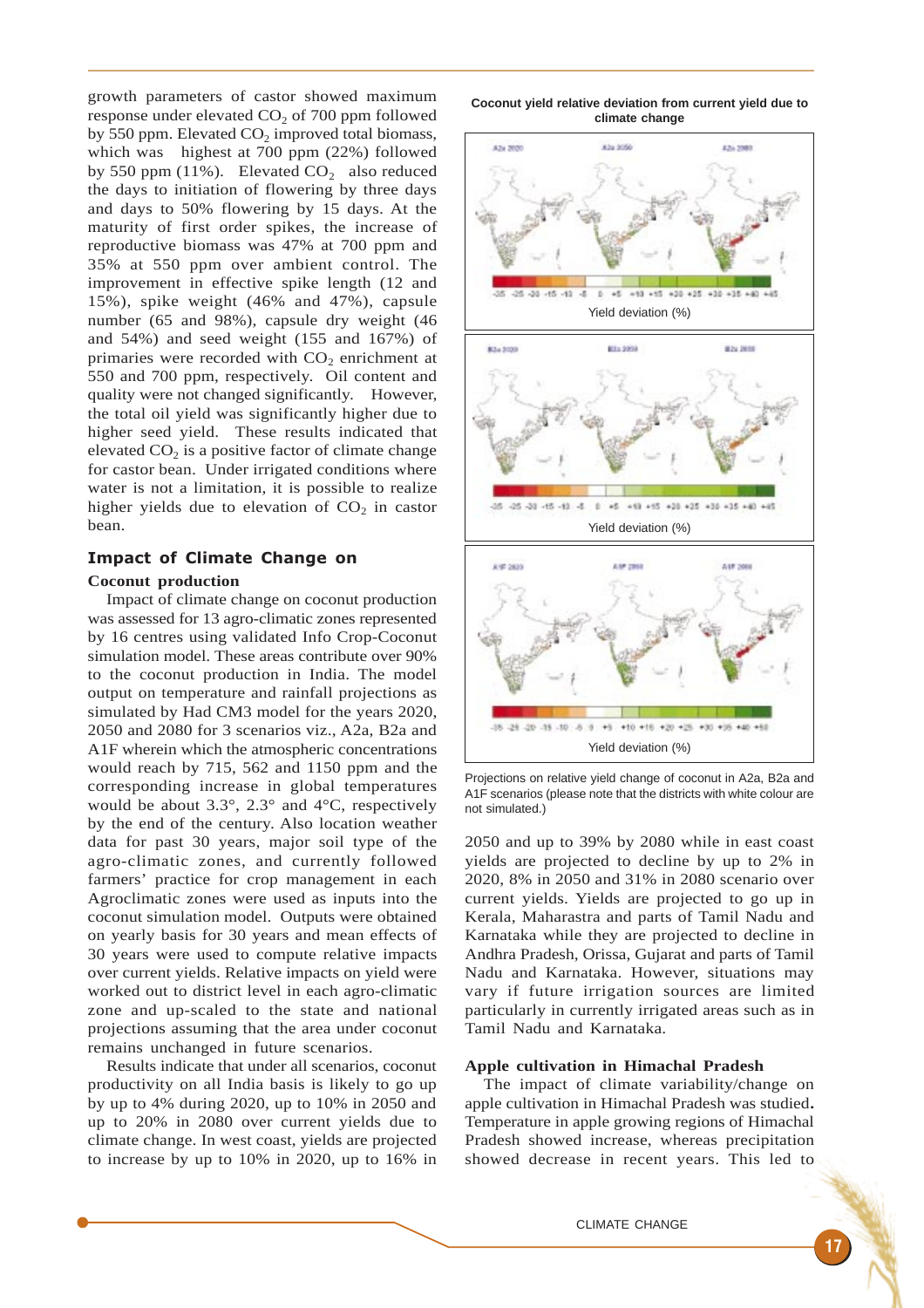growth parameters of castor showed maximum response under elevated $CO_2$ of 700 ppm followed by 550 ppm. Elevated $CO_2$ improved total biomass, which was highest at 700 ppm (22%) followed by 550 ppm (11%). Elevated $CO_2$ also reduced the days to initiation of flowering by three days and days to 50% flowering by 15 days. At the maturity of first order spikes, the increase of reproductive biomass was 47% at 700 ppm and 35% at 550 ppm over ambient control. The improvement in effective spike length (12 and 15%), spike weight (46% and 47%), capsule number (65 and 98%), capsule dry weight (46 and 54%) and seed weight (155 and 167%) of primaries were recorded with $CO_2$ enrichment at 550 and 700 ppm, respectively. Oil content and quality were not changed significantly. However, the total oil yield was significantly higher due to higher seed yield. These results indicated that elevated $CO_2$ is a positive factor of climate change for castor bean. Under irrigated conditions where water is not a limitation, it is possible to realize higher yields due to elevation of $CO_2$ in castor bean.

## Impact of Climate Change on

### Coconut production

Impact of climate change on coconut production was assessed for 13 agro-climatic zones represented by 16 centres using validated Info Crop-Coconut simulation model. These areas contribute over 90% to the coconut production in India. The model output on temperature and rainfall projections as simulated by Had CM3 model for the years 2020, 2050 and 2080 for 3 scenarios viz., A2a, B2a and A1F wherein which the atmospheric concentrations would reach by 715, 562 and 1150 ppm and the corresponding increase in global temperatures would be about 3.3°, 2.3° and 4°C, respectively by the end of the century. Also location weather data for past 30 years, major soil type of the agro-climatic zones, and currently followed farmers' practice for crop management in each Agroclimatic zones were used as inputs into the coconut simulation model. Outputs were obtained on yearly basis for 30 years and mean effects of 30 years were used to compute relative impacts over current yields. Relative impacts on yield were worked out to district level in each agro-climatic zone and up-scaled to the state and national projections assuming that the area under coconut remains unchanged in future scenarios.

Results indicate that under all scenarios, coconut productivity on all India basis is likely to go up by up to 4% during 2020, up to 10% in 2050 and up to 20% in 2080 over current yields due to climate change. In west coast, yields are projected to increase by up to 10% in 2020, up to 16% in 2050 and up to 39% by 2080 while in east coast yields are projected to decline by up to 2% in 2020, 8% in 2050 and 31% in 2080 scenario over current yields. Yields are projected to go up in Kerala, Maharastra and parts of Tamil Nadu and Karnataka while they are projected to decline in Andhra Pradesh, Orissa, Gujarat and parts of Tamil Nadu and Karnataka. However, situations may vary if future irrigation sources are limited particularly in currently irrigated areas such as in Tamil Nadu and Karnataka.

**Coconut yield relative deviation from current yield due to climate change**

Projections on relative yield change of coconut in A2a, B2a and A1F scenarios (please note that the districts with white colour are not simulated.)

### Apple cultivation in Himachal Pradesh

The impact of climate variability/change on apple cultivation in Himachal Pradesh was studied. Temperature in apple growing regions of Himachal Pradesh showed increase, whereas precipitation showed decrease in recent years. This led to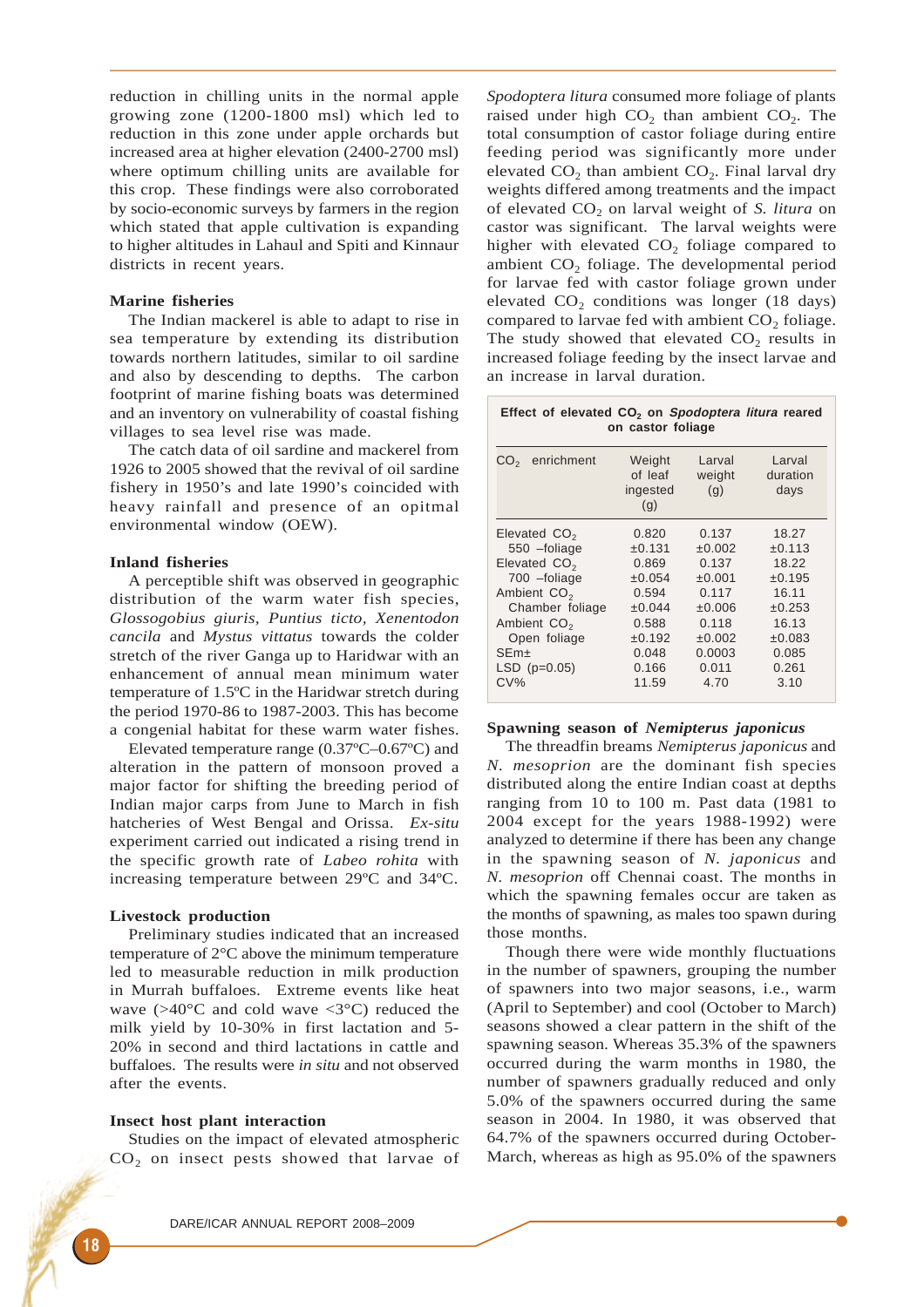reduction in chilling units in the normal apple growing zone (1200-1800 msl) which led to reduction in this zone under apple orchards but increased area at higher elevation (2400-2700 msl) where optimum chilling units are available for this crop. These findings were also corroborated by socio-economic surveys by farmers in the region which stated that apple cultivation is expanding to higher altitudes in Lahaul and Spiti and Kinnaur districts in recent years.

**Marine fisheries**

The Indian mackerel is able to adapt to rise in sea temperature by extending its distribution towards northern latitudes, similar to oil sardine and also by descending to depths. The carbon footprint of marine fishing boats was determined and an inventory on vulnerability of coastal fishing villages to sea level rise was made.

The catch data of oil sardine and mackerel from 1926 to 2005 showed that the revival of oil sardine fishery in 1950's and late 1990's coincided with heavy rainfall and presence of an opitmal environmental window (OEW).

**Inland fisheries**

A perceptible shift was observed in geographic distribution of the warm water fish species, *Glossogobius giuris*, *Puntius ticto*, *Xenentodon cancila* and *Mystus vittatus* towards the colder stretch of the river Ganga up to Haridwar with an enhancement of annual mean minimum water temperature of 1.5ºC in the Haridwar stretch during the period 1970-86 to 1987-2003. This has become a congenial habitat for these warm water fishes.

Elevated temperature range (0.37ºC–0.67ºC) and alteration in the pattern of monsoon proved a major factor for shifting the breeding period of Indian major carps from June to March in fish hatcheries of West Bengal and Orissa. *Ex-situ* experiment carried out indicated a rising trend in the specific growth rate of *Labeo rohita* with increasing temperature between 29ºC and 34ºC.

**Livestock production**

Preliminary studies indicated that an increased temperature of 2°C above the minimum temperature led to measurable reduction in milk production in Murrah buffaloes. Extreme events like heat wave (>40°C and cold wave <3°C) reduced the milk yield by 10-30% in first lactation and 5-20% in second and third lactations in cattle and buffaloes. The results were *in situ* and not observed after the events.

**Insect host plant interaction**

Studies on the impact of elevated atmospheric $CO_2$ on insect pests showed that larvae of *Spodoptera litura* consumed more foliage of plants raised under high $CO_2$ than ambient $CO_2$. The total consumption of castor foliage during entire feeding period was significantly more under elevated $CO_2$ than ambient $CO_2$. Final larval dry weights differed among treatments and the impact of elevated $CO_2$ on larval weight of *S. litura* on castor was significant. The larval weights were higher with elevated $CO_2$ foliage compared to ambient $CO_2$ foliage. The developmental period for larvae fed with castor foliage grown under elevated $CO_2$ conditions was longer (18 days) compared to larvae fed with ambient $CO_2$ foliage. The study showed that elevated $CO_2$ results in increased foliage feeding by the insect larvae and an increase in larval duration.

**Effect of elevated $CO_2$ on *Spodoptera litura* reared on castor foliage**

| $CO_2$ enrichment | Weight of leaf ingested (g) | Larval weight (g) | Larval duration days |
|---|---|---|---|
| Elevated $CO_2$ 550 –foliage | 0.820 ±0.131 | 0.137 ±0.002 | 18.27 ±0.113 |
| Elevated $CO_2$ 700 –foliage | 0.869 ±0.054 | 0.137 ±0.001 | 18.22 ±0.195 |
| Ambient $CO_2$ Chamber foliage | 0.594 ±0.044 | 0.117 ±0.006 | 16.11 ±0.253 |
| Ambient $CO_2$ Open foliage | 0.588 ±0.192 | 0.118 ±0.002 | 16.13 ±0.083 |
| SEm± | 0.048 | 0.0003 | 0.085 |
| LSD (p=0.05) | 0.166 | 0.011 | 0.261 |
| CV% | 11.59 | 4.70 | 3.10 |

**Spawning season of *Nemipterus japonicus***

The threadfin breams *Nemipterus japonicus* and *N. mesoprion* are the dominant fish species distributed along the entire Indian coast at depths ranging from 10 to 100 m. Past data (1981 to 2004 except for the years 1988-1992) were analyzed to determine if there has been any change in the spawning season of *N. japonicus* and *N. mesoprion* off Chennai coast. The months in which the spawning females occur are taken as the months of spawning, as males too spawn during those months.

Though there were wide monthly fluctuations in the number of spawners, grouping the number of spawners into two major seasons, i.e., warm (April to September) and cool (October to March) seasons showed a clear pattern in the shift of the spawning season. Whereas 35.3% of the spawners occurred during the warm months in 1980, the number of spawners gradually reduced and only 5.0% of the spawners occurred during the same season in 2004. In 1980, it was observed that 64.7% of the spawners occurred during October-March, whereas as high as 95.0% of the spawners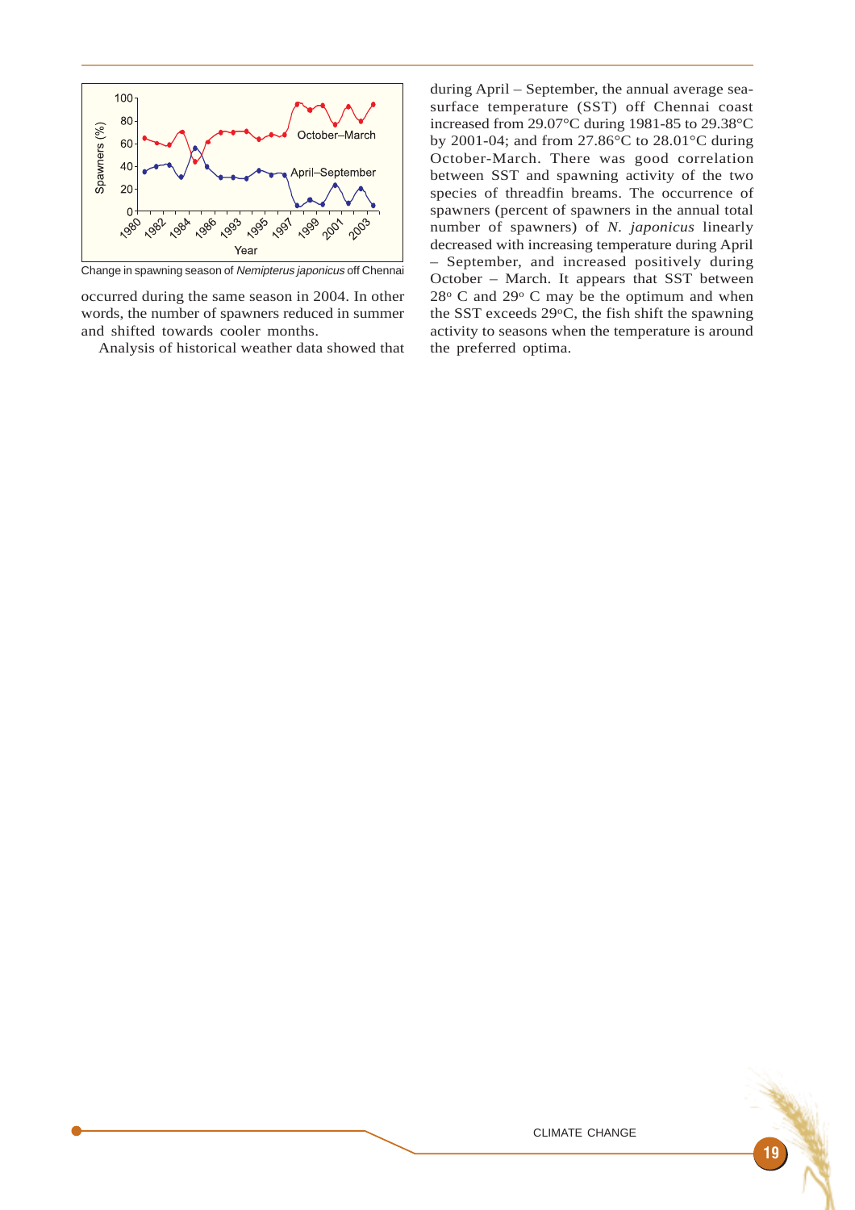Spawners (%)

100
80
60
40
20
0

October–March

April–September

1980 1982 1984 1986 1993 1995 1997 1999 2001 2003

Year

Change in spawning season of *Nemipterus japonicus* off Chennai

occurred during the same season in 2004. In other words, the number of spawners reduced in summer and shifted towards cooler months.

Analysis of historical weather data showed that during April – September, the annual average sea-surface temperature (SST) off Chennai coast increased from 29.07°C during 1981-85 to 29.38°C by 2001-04; and from 27.86°C to 28.01°C during October-March. There was good correlation between SST and spawning activity of the two species of threadfin breams. The occurrence of spawners (percent of spawners in the annual total number of spawners) of *N. japonicus* linearly decreased with increasing temperature during April – September, and increased positively during October – March. It appears that SST between 28° C and 29° C may be the optimum and when the SST exceeds 29°C, the fish shift the spawning activity to seasons when the temperature is around the preferred optima.